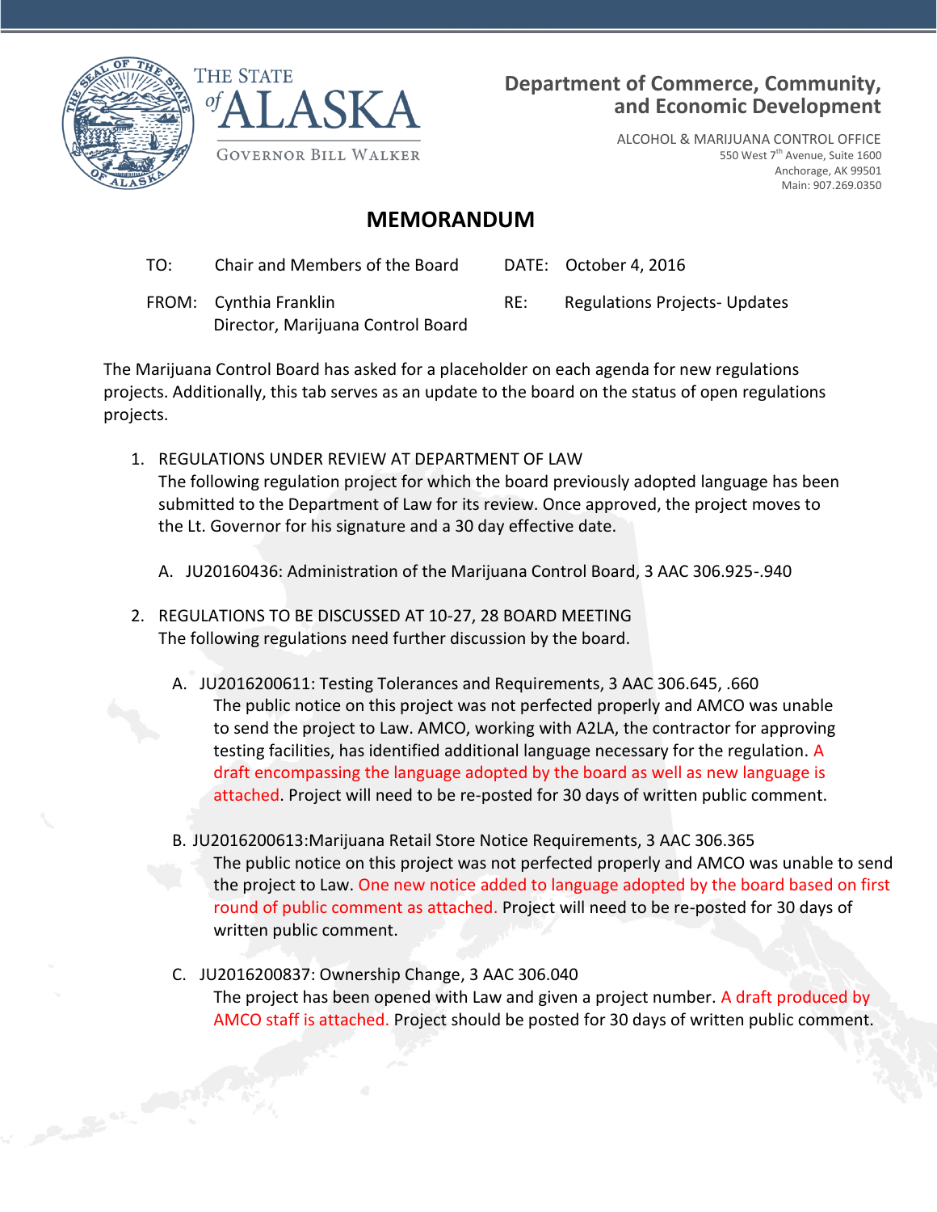THE STATE of ALASKA

GOVERNOR BILL WALKER

**Department of Commerce, Community, and Economic Development**

ALCOHOL & MARIJUANA CONTROL OFFICE
550 West 7th Avenue, Suite 1600
Anchorage, AK 99501
Main: 907.269.0350

# MEMORANDUM

| | | | |
|---|---|---|---|
| TO: | Chair and Members of the Board | DATE: | October 4, 2016 |
| FROM: | Cynthia Franklin<br>Director, Marijuana Control Board | RE: | Regulations Projects- Updates |

The Marijuana Control Board has asked for a placeholder on each agenda for new regulations projects. Additionally, this tab serves as an update to the board on the status of open regulations projects.

1. REGULATIONS UNDER REVIEW AT DEPARTMENT OF LAW
   The following regulation project for which the board previously adopted language has been submitted to the Department of Law for its review. Once approved, the project moves to the Lt. Governor for his signature and a 30 day effective date.

   A. JU20160436: Administration of the Marijuana Control Board, 3 AAC 306.925-.940

2. REGULATIONS TO BE DISCUSSED AT 10-27, 28 BOARD MEETING
   The following regulations need further discussion by the board.

   A. JU2016200611: Testing Tolerances and Requirements, 3 AAC 306.645, .660
      The public notice on this project was not perfected properly and AMCO was unable to send the project to Law. AMCO, working with A2LA, the contractor for approving testing facilities, has identified additional language necessary for the regulation. A draft encompassing the language adopted by the board as well as new language is attached. Project will need to be re-posted for 30 days of written public comment.

   B. JU2016200613:Marijuana Retail Store Notice Requirements, 3 AAC 306.365
      The public notice on this project was not perfected properly and AMCO was unable to send the project to Law. One new notice added to language adopted by the board based on first round of public comment as attached. Project will need to be re-posted for 30 days of written public comment.

   C. JU2016200837: Ownership Change, 3 AAC 306.040
      The project has been opened with Law and given a project number. A draft produced by AMCO staff is attached. Project should be posted for 30 days of written public comment.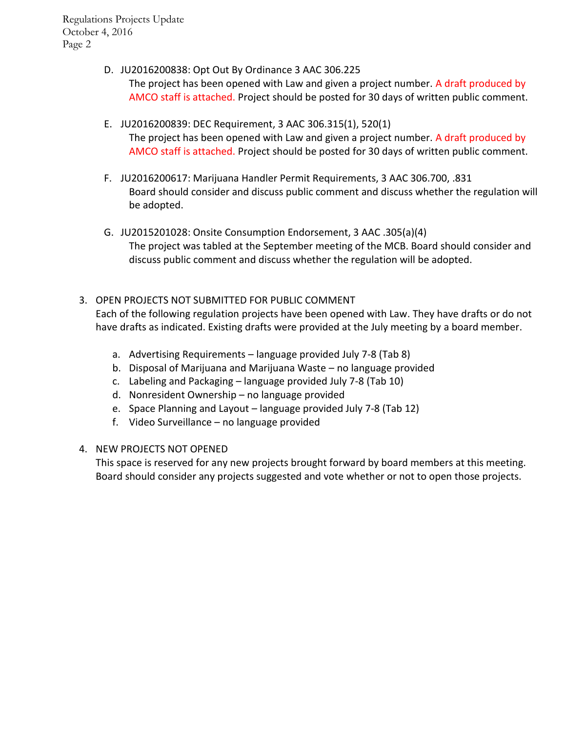D. JU2016200838: Opt Out By Ordinance 3 AAC 306.225
   The project has been opened with Law and given a project number. A draft produced by AMCO staff is attached. Project should be posted for 30 days of written public comment.

E. JU2016200839: DEC Requirement, 3 AAC 306.315(1), 520(1)
   The project has been opened with Law and given a project number. A draft produced by AMCO staff is attached. Project should be posted for 30 days of written public comment.

F. JU2016200617: Marijuana Handler Permit Requirements, 3 AAC 306.700, .831
   Board should consider and discuss public comment and discuss whether the regulation will be adopted.

G. JU2015201028: Onsite Consumption Endorsement, 3 AAC .305(a)(4)
   The project was tabled at the September meeting of the MCB. Board should consider and discuss public comment and discuss whether the regulation will be adopted.

3. OPEN PROJECTS NOT SUBMITTED FOR PUBLIC COMMENT
   Each of the following regulation projects have been opened with Law. They have drafts or do not have drafts as indicated. Existing drafts were provided at the July meeting by a board member.

   a. Advertising Requirements – language provided July 7-8 (Tab 8)
   b. Disposal of Marijuana and Marijuana Waste – no language provided
   c. Labeling and Packaging – language provided July 7-8 (Tab 10)
   d. Nonresident Ownership – no language provided
   e. Space Planning and Layout – language provided July 7-8 (Tab 12)
   f. Video Surveillance – no language provided

4. NEW PROJECTS NOT OPENED
   This space is reserved for any new projects brought forward by board members at this meeting. Board should consider any projects suggested and vote whether or not to open those projects.